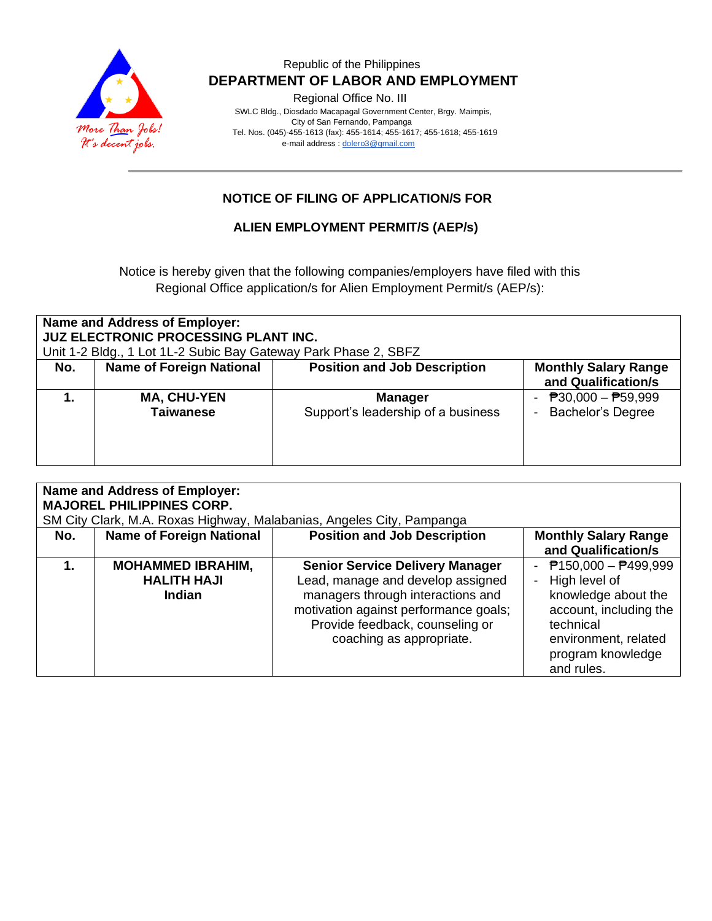Republic of the Philippines

**DEPARTMENT OF LABOR AND EMPLOYMENT**

Regional Office No. III

SWLC Bldg., Diosdado Macapagal Government Center, Brgy. Maimpis, City of San Fernando, Pampanga

Tel. Nos. (045)-455-1613 (fax): 455-1614; 455-1617; 455-1618; 455-1619

e-mail address : dolero3@gmail.com

## NOTICE OF FILING OF APPLICATION/S FOR

## ALIEN EMPLOYMENT PERMIT/S (AEP/s)

Notice is hereby given that the following companies/employers have filed with this Regional Office application/s for Alien Employment Permit/s (AEP/s):

**Name and Address of Employer:**
**JUZ ELECTRONIC PROCESSING PLANT INC.**
Unit 1-2 Bldg., 1 Lot 1L-2 Subic Bay Gateway Park Phase 2, SBFZ

| No. | Name of Foreign National | Position and Job Description | Monthly Salary Range and Qualification/s |
|---|---|---|---|
| **1.** | **MA, CHU-YEN**<br>**Taiwanese** | **Manager**<br>Support's leadership of a business | - ₱30,000 – ₱59,999<br>- Bachelor's Degree |

**Name and Address of Employer:**
**MAJOREL PHILIPPINES CORP.**
SM City Clark, M.A. Roxas Highway, Malabanias, Angeles City, Pampanga

| No. | Name of Foreign National | Position and Job Description | Monthly Salary Range and Qualification/s |
|---|---|---|---|
| **1.** | **MOHAMMED IBRAHIM, HALITH HAJI**<br>**Indian** | **Senior Service Delivery Manager**<br>Lead, manage and develop assigned managers through interactions and motivation against performance goals; Provide feedback, counseling or coaching as appropriate. | - ₱150,000 – ₱499,999<br>- High level of knowledge about the account, including the technical environment, related program knowledge and rules. |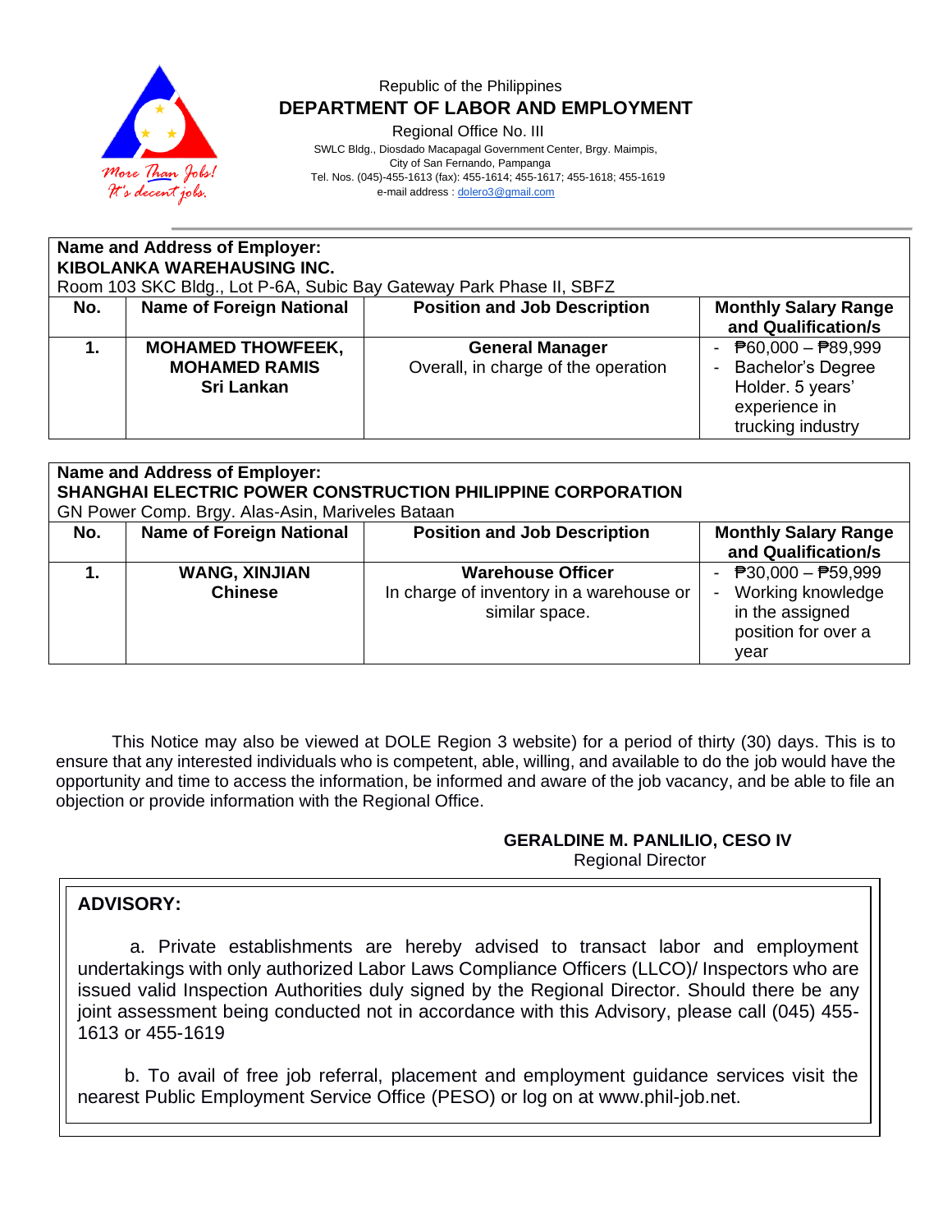Republic of the Philippines
**DEPARTMENT OF LABOR AND EMPLOYMENT**
Regional Office No. III
SWLC Bldg., Diosdado Macapagal Government Center, Brgy. Maimpis,
City of San Fernando, Pampanga
Tel. Nos. (045)-455-1613 (fax): 455-1614; 455-1617; 455-1618; 455-1619
e-mail address : dolero3@gmail.com

**Name and Address of Employer:**
**KIBOLANKA WAREHAUSING INC.**
Room 103 SKC Bldg., Lot P-6A, Subic Bay Gateway Park Phase II, SBFZ

| No. | Name of Foreign National | Position and Job Description | Monthly Salary Range and Qualification/s |
|---|---|---|---|
| **1.** | **MOHAMED THOWFEEK, MOHAMED RAMIS** **Sri Lankan** | **General Manager** Overall, in charge of the operation | - ₱60,000 – ₱89,999 - Bachelor's Degree Holder. 5 years' experience in trucking industry |

**Name and Address of Employer:**
**SHANGHAI ELECTRIC POWER CONSTRUCTION PHILIPPINE CORPORATION**
GN Power Comp. Brgy. Alas-Asin, Mariveles Bataan

| No. | Name of Foreign National | Position and Job Description | Monthly Salary Range and Qualification/s |
|---|---|---|---|
| **1.** | **WANG, XINJIAN** **Chinese** | **Warehouse Officer** In charge of inventory in a warehouse or similar space. | - ₱30,000 – ₱59,999 - Working knowledge in the assigned position for over a year |

This Notice may also be viewed at DOLE Region 3 website) for a period of thirty (30) days. This is to ensure that any interested individuals who is competent, able, willing, and available to do the job would have the opportunity and time to access the information, be informed and aware of the job vacancy, and be able to file an objection or provide information with the Regional Office.

**GERALDINE M. PANLILIO, CESO IV**
Regional Director

**ADVISORY:**

a. Private establishments are hereby advised to transact labor and employment undertakings with only authorized Labor Laws Compliance Officers (LLCO)/ Inspectors who are issued valid Inspection Authorities duly signed by the Regional Director. Should there be any joint assessment being conducted not in accordance with this Advisory, please call (045) 455-1613 or 455-1619

b. To avail of free job referral, placement and employment guidance services visit the nearest Public Employment Service Office (PESO) or log on at www.phil-job.net.